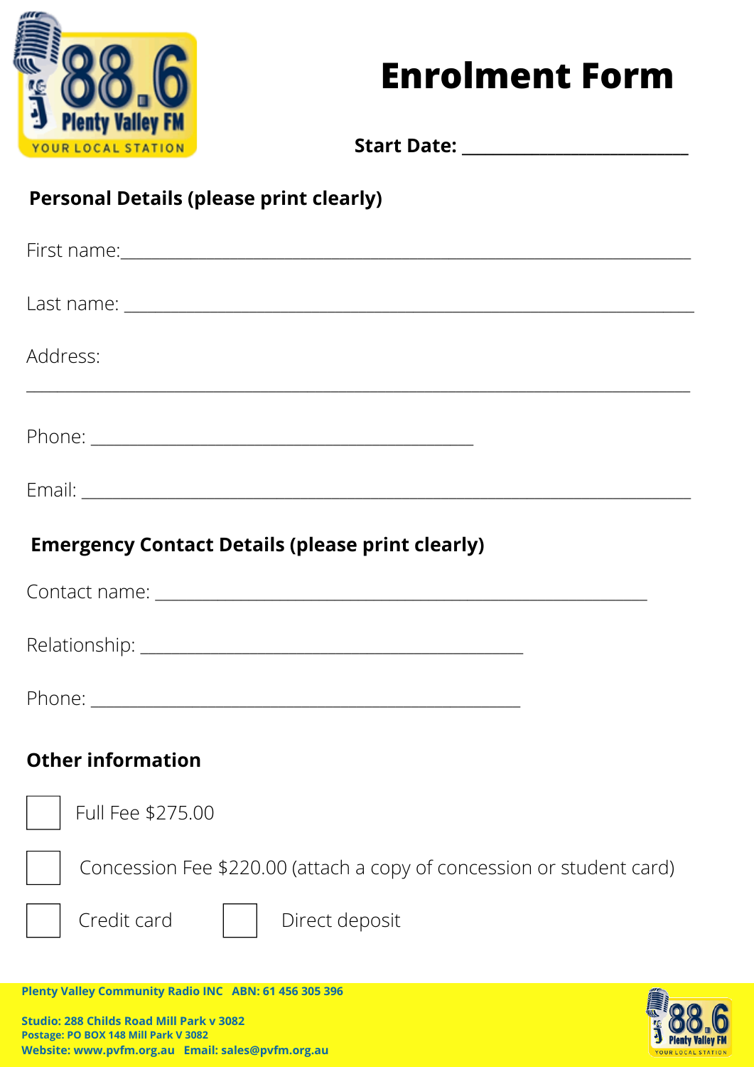88.6 Plenty Valley FM
YOUR LOCAL STATION

# Enrolment Form

**Start Date:** ______________________

## Personal Details (please print clearly)

First name: ______________________________________________

Last name: ______________________________________________

Address:

______________________________________________

Phone: ______________________________

Email: ______________________________________________

## Emergency Contact Details (please print clearly)

Contact name: ______________________________________

Relationship: ______________________________

Phone: ______________________________

## Other information

- [ ] Full Fee $275.00
- [ ] Concession Fee $220.00 (attach a copy of concession or student card)
- [ ] Credit card
- [ ] Direct deposit

**Plenty Valley Community Radio INC ABN: 61 456 305 396**

**Studio: 288 Childs Road Mill Park v 3082**
**Postage: PO BOX 148 Mill Park V 3082**
**Website: www.pvfm.org.au Email: sales@pvfm.org.au**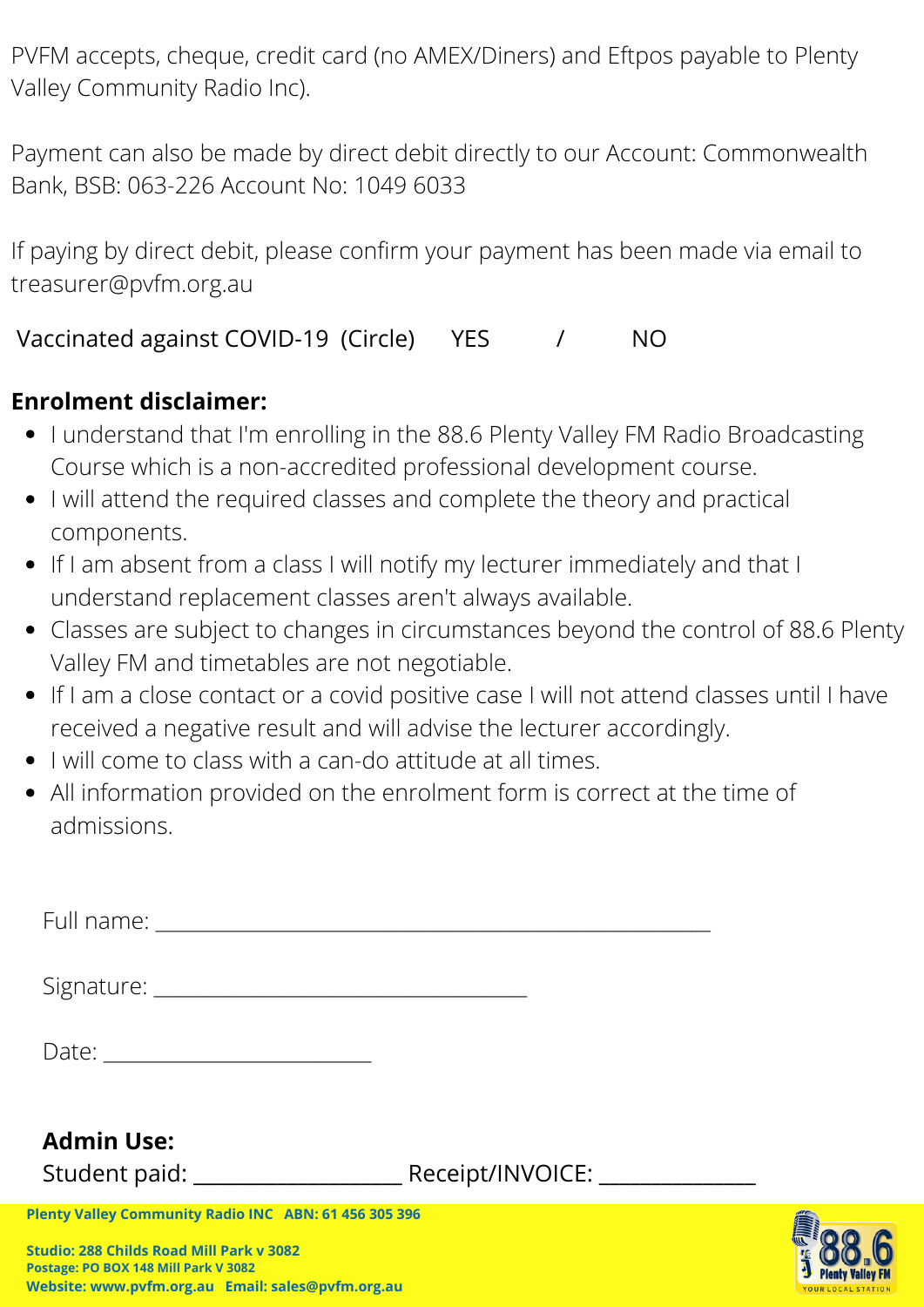PVFM accepts, cheque, credit card (no AMEX/Diners) and Eftpos payable to Plenty Valley Community Radio Inc).

Payment can also be made by direct debit directly to our Account: Commonwealth Bank, BSB: 063-226 Account No: 1049 6033

If paying by direct debit, please confirm your payment has been made via email to treasurer@pvfm.org.au

Vaccinated against COVID-19 (Circle) YES / NO

**Enrolment disclaimer:**

- I understand that I'm enrolling in the 88.6 Plenty Valley FM Radio Broadcasting Course which is a non-accredited professional development course.
- I will attend the required classes and complete the theory and practical components.
- If I am absent from a class I will notify my lecturer immediately and that I understand replacement classes aren't always available.
- Classes are subject to changes in circumstances beyond the control of 88.6 Plenty Valley FM and timetables are not negotiable.
- If I am a close contact or a covid positive case I will not attend classes until I have received a negative result and will advise the lecturer accordingly.
- I will come to class with a can-do attitude at all times.
- All information provided on the enrolment form is correct at the time of admissions.

Full name: ______________________________________________

Signature: ______________________________

Date: ______________________

**Admin Use:**

Student paid: _________________ Receipt/INVOICE: _____________

**Plenty Valley Community Radio INC ABN: 61 456 305 396**

**Studio: 288 Childs Road Mill Park v 3082**
**Postage: PO BOX 148 Mill Park V 3082**
**Website: www.pvfm.org.au Email: sales@pvfm.org.au**

88.6 Plenty Valley FM YOUR LOCAL STATION